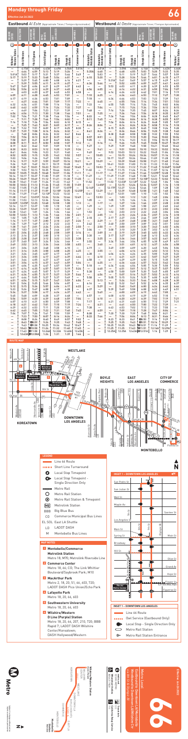# Monday through Friday

**Effective Jun 26 2022**

# 66

## Eastbound *Al Este* (Approximate Times / *Tiempos Aproximados*)

| Wilshire/Western Station (1) | 8th & Western (2) | 8th & Alvarado (3) | Soto & Olympic (4) | Olympic & Indiana (5) | Commerce Center (6) | Montebello (7) |
|---|---|---|---|---|---|---|
| — | 4:53A | 5:00A | 5:06A | 5:18A | 5:26A | 5:34A |
| — | 4:44 | 4:59 | 5:12 | 5:19 | 5:26 | — |
| 5:01A | 5:03 | 5:17 | 5:21 | 5:27 | 5:44 | 6:10 |
| 5:17 | 5:19 | 5:33 | 5:48 | 5:54 | 6:06 | — |
| 5:29 | 5:31 | 5:45 | 6:00 | 6:08 | 6:21 | — |
| 5:39 | 5:41 | 5:55 | 6:11 | 6:19 | 6:34 | — |
| 5:47 | 5:49 | 6:03 | 6:19 | 6:27 | 6:42 | 6:54 |
| 5:56 | 5:58 | 6:12 | 6:28 | 6:37 | 6:52 | — |
| — | 6:03 | 6:20 | 6:37 | 6:45 | 7:01 | — |
| 6:09 | 6:11 | 6:28 | 6:45 | 6:53 | 7:08 | 7:18 |
| 6:17 | 6:19 | 6:36 | 6:53 | 7:01 | 7:16 | — |
| — | 6:27 | 6:44 | 7:01 | 7:09 | 7:25 | — |
| 6:32 | 6:34 | 6:51 | 7:08 | 7:16 | 7:32 | 7:43 |
| 6:40 | 6:42 | 6:59 | 7:16 | 7:24 | 7:40 | — |
| 6:48 | 6:50 | 7:07 | 7:24 | 7:33 | 7:49 | — |
| 6:56 | 6:58 | 7:15 | 7:32 | 7:41 | 7:58 | 8:11 |
| 7:03 | 7:06 | 7:23 | 7:40 | 7:49 | 8:06 | — |
| 7:11 | 7:14 | 7:31 | 7:49 | 7:58 | 8:15 | 8:26 |
| 7:19 | 7:22 | 7:39 | 7:57 | 8:06 | 8:23 | — |
| 7:27 | 7:30 | 7:47 | 8:05 | 8:14 | 8:31 | 8:42 |
| 7:36 | 7:39 | 7:56 | 8:14 | 8:23 | 8:40 | — |
| 7:45 | 7:48 | 8:05 | 8:23 | 8:32 | 8:49 | 9:00 |
| 7:54 | 7:57 | 8:14 | 8:32 | 8:41 | 8:58 | — |
| 8:03 | 8:06 | 8:23 | 8:41 | 8:50 | 9:07 | 9:18 |
| 8:12 | 8:15 | 8:32 | 8:50 | 8:59 | 9:16 | — |
| 8:22 | 8:25 | 8:42 | 9:00 | 9:09 | 9:26 | — |
| 8:32 | 8:35 | 8:52 | 9:10 | 9:19 | 9:36 | 9:47 |
| 8:42 | 8:45 | 9:02 | 9:20 | 9:29 | 9:46 | — |
| 8:52 | 8:55 | 9:12 | 9:30 | 9:39 | 9:56 | 10:07 |
| 9:02 | 9:05 | 9:22 | 9:40 | 9:49 | 10:06 | — |
| 9:14 | 9:17 | 9:34 | 9:52 | 10:01 | 10:18 | 10:29 |
| 9:26 | 9:29 | 9:46 | 10:04 | 10:13 | 10:30 | — |
| 9:38 | 9:41 | 9:58 | 10:16 | 10:25 | 10:42 | 10:53 |
| 9:50 | 9:53 | 10:10 | 10:28 | 10:37 | 10:54 | — |
| 10:02 | 10:05 | 10:22 | 10:40 | 10:49 | 11:06 | 11:17 |
| 10:14 | 10:17 | 10:34 | 10:52 | 11:01 | 11:18 | — |
| 10:26 | 10:29 | 10:46 | 11:04 | 11:13 | 11:30 | 11:41 |
| 10:38 | 10:41 | 10:58 | 11:16 | 11:25 | 11:42 | — |
| 10:50 | 10:53 | 11:10 | 11:28 | 11:37 | 11:54 | 12:05P |
| 11:02 | 11:05 | 11:22 | 11:40 | 11:49 | 12:06P | — |
| 11:14 | 11:17 | 11:34 | 11:52 | 12:01P | 12:18 | 12:29 |
| 11:26 | 11:29 | 11:46 | 12:04P | 12:13 | 12:30 | — |
| 11:38 | 11:41 | 11:58 | 12:16 | 12:25 | 12:42 | 12:53 |
| 11:50 | 11:53 | 12:10P | 12:28 | 12:37 | 12:54 | — |
| 12:02P | 12:05P | 12:22 | 12:40 | 12:49 | 1:06 | 1:17 |
| 12:14 | 12:17 | 12:34 | 12:52 | 1:01 | 1:18 | — |
| 12:26 | 12:29 | 12:46 | 1:04 | 1:13 | 1:30 | 1:41 |
| 12:38 | 12:41 | 12:58 | 1:16 | 1:25 | 1:42 | — |
| 12:50 | 12:53 | 1:10 | 1:28 | 1:37 | 1:54 | 2:05 |
| 1:02 | 1:05 | 1:22 | 1:40 | 1:49 | 2:06 | — |
| 1:14 | 1:17 | 1:34 | 1:52 | 2:01 | 2:18 | 2:29 |
| 1:26 | 1:29 | 1:46 | 2:04 | 2:13 | 2:30 | — |
| 1:38 | 1:41 | 1:58 | 2:16 | 2:25 | 2:42 | 2:53 |
| 1:50 | 1:53 | 2:10 | 2:28 | 2:37 | 2:54 | — |
| 2:02 | 2:05 | 2:22 | 2:40 | 2:49 | 3:06 | 3:17 |
| 2:14 | 2:17 | 2:34 | 2:52 | 3:01 | 3:18 | — |
| 2:26 | 2:29 | 2:46 | 3:04 | 3:13 | 3:30 | 3:41 |
| 2:38 | 2:41 | 2:58 | 3:16 | 3:25 | 3:42 | — |
| 2:50 | 2:53 | 3:10 | 3:28 | 3:37 | 3:54 | 4:05 |
| 3:02 | 3:05 | 3:22 | 3:40 | 3:49 | 4:06 | — |
| 3:14 | 3:17 | 3:34 | 3:52 | 4:01 | 4:18 | 4:29 |
| 3:26 | 3:29 | 3:46 | 4:04 | 4:13 | 4:30 | — |
| 3:38 | 3:41 | 3:58 | 4:16 | 4:25 | 4:42 | 4:53 |
| 3:50 | 3:53 | 4:10 | 4:28 | 4:37 | 4:54 | — |
| 4:02 | 4:05 | 4:22 | 4:40 | 4:49 | 5:06 | 5:17 |
| 4:14 | 4:17 | 4:34 | 4:52 | 5:01 | 5:18 | — |
| 4:26 | 4:29 | 4:46 | 5:04 | 5:13 | 5:30 | 5:41 |
| 4:38 | 4:41 | 4:58 | 5:16 | 5:25 | 5:42 | — |
| 4:50 | 4:53 | 5:10 | 5:28 | 5:37 | 5:54 | 6:05 |
| 5:02 | 5:05 | 5:22 | 5:40 | 5:49 | 6:06 | — |
| 5:14 | 5:17 | 5:34 | 5:52 | 6:01 | 6:18 | 6:29 |
| 5:26 | 5:29 | 5:46 | 6:04 | 6:13 | 6:30 | — |
| 5:38 | 5:41 | 5:58 | 6:16 | 6:25 | 6:42 | 6:53 |
| 5:50 | 5:53 | 6:10 | 6:28 | 6:37 | 6:54 | — |
| 6:02 | 6:05 | 6:22 | 6:40 | 6:49 | 7:06 | 7:17 |
| 6:15 | 6:18 | 6:35 | 6:53 | 7:02 | 7:19 | — |
| 6:29 | 6:32 | 6:49 | 7:07 | 7:16 | 7:33 | 7:44 |
| 6:45 | 6:48 | 7:05 | 7:23 | 7:32 | 7:49 | — |
| 7:04 | 7:07 | 7:24 | 7:41 | 7:50 | 8:06 | 8:17 |
| 7:23 | 7:26 | 7:43 | 8:00 | 8:09 | 8:25 | — |
| — | 8:00 | 8:16 | 8:32 | 8:40 | 8:55 | — |
| — | 8:33 | 8:49 | 9:04 | 9:12 | 9:27 | — |
| — | 9:03 | 9:19 | 9:34 | 9:42 | 9:57 | — |
| — | 9:43 | 9:59 | 10:14 | 10:22 | 10:37 | — |
| — | 10:43 | 10:59 | 11:14 | 11:22 | 11:37 | — |
| — | 11:43 | 11:59 | 12:14A | 12:22A | 12:37A | — |
| — | 12:43A | 12:59A | 1:14 | 1:22 | 1:37 | — |

## Westbound *Al Oeste* (Approximate Times / *Tiempos Aproximados*)

| Montebello (7) | Commerce Center (6) | Olympic & Indiana (5) | Soto & Olympic (4) | 8th & Alvarado (3) | 8th & Western (2) | Wilshire/Western Station (1) |
|---|---|---|---|---|---|---|
| — | — | 4:44A | 4:53A | 5:07A | 5:20A | 5:23A |
| — | — | 5:03 | 5:12 | 5:26 | 5:39 | 5:42 |
| — | 5:08A | 5:17 | 5:26 | 5:40 | 5:53 | 5:56 |
| — | 5:24 | 5:34 | 5:43 | 5:57 | 6:11 | 6:14 |
| 5:26A | 5:36 | 5:46 | 5:55 | 6:10 | 6:25 | 6:28 |
| — | 5:48 | 5:58 | 6:07 | 6:23 | 6:38 | 6:41 |
| 5:50 | 6:00 | 6:11 | 6:20 | 6:36 | 6:52 | 6:55 |
| — | 6:10 | 6:21 | 6:31 | 6:47 | 7:03 | 7:06 |
| 6:10 | 6:20 | 6:31 | 6:41 | 6:58 | 7:14 | 7:17 |
| — | 6:30 | 6:41 | 6:51 | 7:08 | 7:24 | 7:27 |
| 6:31 | 6:41 | 6:52 | 7:02 | 7:19 | 7:35 | 7:38 |
| — | 6:52 | 7:03 | 7:13 | 7:30 | 7:47 | 7:50 |
| 6:53 | 7:03 | 7:14 | 7:24 | 7:41 | 7:58 | 8:01 |
| — | 7:14 | 7:25 | 7:35 | 7:52 | 8:09 | 8:12 |
| 7:15 | 7:25 | 7:36 | 7:46 | 8:03 | 8:20 | 8:23 |
| — | 7:36 | 7:47 | 7:57 | 8:14 | 8:31 | 8:34 |
| 7:37 | 7:47 | 7:58 | 8:08 | 8:25 | 8:42 | 8:45 |
| — | 7:58 | 8:09 | 8:19 | 8:36 | 8:53 | 8:56 |
| 7:59 | 8:09 | 8:20 | 8:30 | 8:47 | 9:04 | 9:07 |
| — | 8:21 | 8:32 | 8:42 | 8:59 | 9:16 | 9:19 |
| 8:23 | 8:33 | 8:44 | 8:54 | 9:11 | 9:28 | 9:31 |
| — | 8:45 | 8:56 | 9:06 | 9:23 | 9:40 | 9:43 |
| 8:47 | 8:57 | 9:08 | 9:18 | 9:35 | 9:52 | 9:55 |
| — | 9:09 | 9:20 | 9:30 | 9:47 | 10:04 | 10:07 |
| 9:11 | 9:21 | 9:32 | 9:42 | 9:59 | 10:16 | 10:19 |
| — | 9:33 | 9:44 | 9:54 | 10:11 | 10:28 | 10:31 |
| 9:35 | 9:45 | 9:56 | 10:06 | 10:23 | 10:40 | 10:43 |
| — | 9:57 | 10:08 | 10:18 | 10:35 | 10:52 | 10:55 |
| 9:59 | 10:09 | 10:20 | 10:30 | 10:47 | 11:04 | 11:07 |
| — | 10:21 | 10:32 | 10:42 | 10:59 | 11:16 | 11:19 |
| 10:23 | 10:33 | 10:44 | 10:54 | 11:11 | 11:28 | 11:31 |
| — | 10:45 | 10:56 | 11:06 | 11:23 | 11:40 | 11:43 |
| 10:47 | 10:57 | 11:08 | 11:18 | 11:35 | 11:52 | 11:55 |
| — | 11:09 | 11:20 | 11:30 | 11:47 | 12:04P | 12:07P |
| 11:11 | 11:21 | 11:32 | 11:42 | 11:59 | 12:16 | 12:19 |
| — | 11:33 | 11:44 | 11:54 | 12:11P | 12:28 | 12:31 |
| 11:35 | 11:45 | 11:56 | 12:06P | 12:23 | 12:40 | 12:43 |
| — | 11:57 | 12:08P | 12:18 | 12:35 | 12:52 | 12:55 |
| 11:59 | 12:09P | 12:20 | 12:30 | 12:47 | 1:04 | 1:07 |
| — | 12:21 | 12:32 | 12:42 | 12:59 | 1:16 | 1:19 |
| 12:23P | 12:33 | 12:44 | 12:54 | 1:11 | 1:28 | 1:31 |
| — | 12:45 | 12:56 | 1:06 | 1:23 | 1:40 | 1:43 |
| 12:47 | 12:57 | 1:08 | 1:18 | 1:35 | 1:52 | 1:55 |
| — | 1:09 | 1:20 | 1:30 | 1:47 | 2:04 | 2:07 |
| 1:11 | 1:21 | 1:32 | 1:42 | 1:59 | 2:16 | 2:19 |
| — | 1:33 | 1:44 | 1:54 | 2:11 | 2:28 | 2:31 |
| 1:35 | 1:45 | 1:56 | 2:06 | 2:23 | 2:40 | 2:43 |
| — | 1:57 | 2:08 | 2:18 | 2:35 | 2:52 | 2:55 |
| 1:59 | 2:09 | 2:20 | 2:30 | 2:47 | 3:04 | 3:07 |
| — | 2:21 | 2:32 | 2:42 | 2:59 | 3:16 | 3:19 |
| 2:23 | 2:33 | 2:44 | 2:54 | 3:11 | 3:28 | 3:31 |
| — | 2:45 | 2:56 | 3:06 | 3:23 | 3:40 | 3:43 |
| 2:47 | 2:57 | 3:08 | 3:18 | 3:35 | 3:52 | 3:55 |
| — | 3:09 | 3:20 | 3:30 | 3:47 | 4:04 | 4:07 |
| 3:11 | 3:21 | 3:32 | 3:42 | 3:59 | 4:16 | 4:19 |
| — | 3:33 | 3:44 | 3:54 | 4:11 | 4:28 | 4:31 |
| 3:35 | 3:45 | 3:56 | 4:06 | 4:23 | 4:40 | 4:43 |
| — | 3:57 | 4:08 | 4:18 | 4:35 | 4:52 | 4:55 |
| 3:59 | 4:09 | 4:20 | 4:30 | 4:47 | 5:04 | 5:07 |
| — | 4:21 | 4:32 | 4:42 | 4:59 | 5:16 | 5:19 |
| 4:23 | 4:33 | 4:44 | 4:54 | 5:11 | 5:28 | 5:31 |
| — | 4:45 | 4:56 | 5:06 | 5:23 | 5:40 | 5:43 |
| 4:47 | 4:57 | 5:08 | 5:18 | 5:35 | 5:52 | 5:55 |
| — | 5:09 | 5:20 | 5:30 | 5:47 | 6:04 | 6:07 |
| 5:11 | 5:21 | 5:32 | 5:42 | 5:59 | 6:16 | 6:19 |
| — | 5:33 | 5:44 | 5:54 | 6:11 | 6:28 | 6:31 |
| 5:35 | 5:45 | 5:56 | 6:06 | 6:23 | 6:40 | 6:43 |
| — | 5:59 | 6:10 | 6:20 | 6:37 | 6:54 | 6:57 |
| 6:05 | 6:15 | 6:26 | 6:36 | 6:53 | 7:10 | 7:13 |
| — | 6:31 | 6:42 | 6:52 | 7:09 | 7:26 | 7:29 |
| 6:39 | 6:49 | 7:00 | 7:10 | 7:27 | 7:44 | 7:47 |
| — | 7:09 | 7:20 | 7:30 | 7:47 | 8:03 | 8:06 |
| — | 7:40 | 7:51 | 8:01 | 8:17 | 8:33 | — |
| — | 8:10 | 8:21 | 8:31 | 8:47 | 9:03 | — |
| — | 8:40 | 8:51 | 9:01 | 9:17 | 9:33 | — |
| — | 9:20 | 9:30 | 9:40 | 9:55 | 10:10 | — |
| — | 10:05 | 10:15 | 10:25 | 10:40 | 10:55 | — |
| — | 11:05 | 11:15 | 11:25 | 11:40 | 11:55 | — |
| — | 12:05A | 12:15A | 12:25A | 12:40A | 12:55A | — |

## Route Map

WESTLAKE · KOREATOWN · DOWNTOWN LOS ANGELES · BOYLE HEIGHTS · EAST LOS ANGELES · CITY OF COMMERCE · MONTEBELLO

### Legend

- Line 66 Route
- Short Line Turnaround
- Local Stop Timepoint
- Local Stop Timepoint - Single Direction Only
- Metro Rail
- Metro Rail Station
- Metro Rail Station & Timepoint
- Metrolink Station
- BBB Big Blue Bus
- CO Commerce Municipal Bus Lines
- EL Eost LA Shuttle
- LD LADOT DASH
- M Montebello Bus Lines

### Map Notes

1. **Montebello/Commerce Metrolink Station** — Metro 18; M70; Metrolink Riverside Line
2. **Commerce Center** — Metro 18, 62; CO; The Link Whittier Boulevard/Saybrook Park; M10
3. **MacArthur Park** — Metro 2, 18, 20, 51, 66, 603, 720; LADOT DASH Pico Union/Echo Park
4. **Lafayette Park** — Metro 18, 20, 66, 603
5. **Southwestern University** — Metro 18, 20, 66, 603
6. **Wilshire/Western** — D Line (Purple) Station; Metro 18, 20, 66, 207, 210, 720; BBB Rapid 7; LADOT DASH Wilshire Center/Koreatown; DASH Hollywood/Western

### Inset 1 – Downtown Los Angeles

### Inset 1 – Downtown Los Angeles Inset Legend

- Line 66 Route
- Owl Service (Eastbound Only)
- Local Stop - Single Direction Only
- Metro Rail Station
- Metro Rail Station Entrance

## Metro Local 66

Westlake-Downtown LA-Montebello/Commerce via 8th St & Olympic Bl

Effective Jun 26 2022

Subject to change without notice / *Sujeto a cambios sin previo aviso*

metro.net · 323.GO.METRO · California Relay Service 711 · Travel Info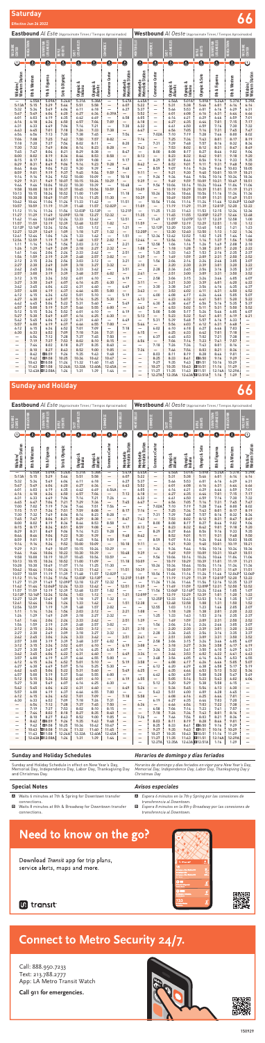# 66

## Saturday

**Effective Jun 26 2022**

### Eastbound Al Este (Approximate Times / Tiempos Aproximados)

| MID-CITY | KOREATOWN | DOWNTOWN LA | BOYLE HEIGHTS | EAST LOS ANGELES | | COMMERCE | MONTEBELLO |
|---|---|---|---|---|---|---|---|
| 1 Wilshire / Western Station | 2 8th & Western | 3 8th & Figueroa | 4 Soto & Olympic | 5 Olympic & Indiana | 6 Olympic & Atlantic | 7 Commerce Center | 8 Montebello Metrolink Station |
| — | 4:58A | 5:09A | 5:24A | 5:31A | 5:38A | — | 5:47A |
| 5:13A | 5:18 | 5:29 | 5:44 | 5:51 | 5:58 | — | 6:07 |
| 5:32 | 5:36 | 5:49 | 6:04 | 6:11 | 6:18 | — | 6:27 |
| 5:47 | 5:49 | 6:04 | 6:19 | 6:27 | 6:34 | 6:39A | — |
| 6:01 | 6:03 | 6:19 | 6:35 | 6:42 | 6:49 | — | 6:58 |
| 6:16 | 6:18 | 6:34 | 6:50 | 6:57 | 7:04 | — | 7:13 |
| 6:31 | 6:33 | 6:49 | 7:05 | 7:13 | 7:21 | — | 7:30 |
| 6:43 | 6:45 | 7:01 | 7:18 | 7:26 | 7:33 | 7:38 | — |
| 6:54 | 6:56 | 7:13 | 7:30 | 7:38 | 7:45 | — | 7:54 |
| 7:06 | 7:08 | 7:25 | 7:42 | 7:50 | 7:57 | 8:02 | — |
| 7:17 | 7:19 | 7:36 | 7:53 | 8:02 | 8:11 | — | 8:20 |
| 7:30 | 7:32 | 7:49 | 8:06 | 8:16 | 8:23 | 8:28 | — |
| 7:45 | 7:47 | 8:04 | 8:21 | 8:29 | 8:38 | — | 8:47 |
| 7:58 | 8:00 | 8:18 | 8:35 | 8:44 | 8:53 | 8:58 | — |
| 8:15 | 8:17 | 8:34 | 8:51 | 8:59 | 9:08 | — | 9:17 |
| 8:29 | 8:31 | 8:49 | 9:06 | 9:14 | 9:23 | 9:28 | — |
| 8:44 | 8:46 | 9:04 | 9:22 | 9:30 | 9:39 | — | 9:48 |
| 8:59 | 9:01 | 9:19 | 9:37 | 9:45 | 9:54 | 9:59 | — |
| 9:14 | 9:16 | 9:34 | 9:52 | 10:00 | 10:09 | — | 10:18 |
| 9:29 | 9:31 | 9:49 | 10:07 | 10:15 | 10:24 | 10:29 | — |
| 9:44 | 9:46 | 10:04 | 10:22 | 10:30 | 10:39 | — | 10:48 |
| 9:58 | 10:00 | 10:19 | 10:37 | 10:45 | 10:54 | 10:59 | — |
| 10:13 | 10:15 | 10:34 | 10:52 | 11:00 | 11:09 | — | 11:18 |
| 10:28 | 10:30 | 10:49 | 11:07 | 11:16 | 11:25 | 11:30 | — |
| 10:42 | 10:44 | 11:04 | 11:22 | 11:32 | 11:42 | — | 11:51 |
| 10:57 | 10:59 | 11:19 | 11:39 | 11:49 | 11:57 | 12:02P | — |
| 11:12 | 11:14 | 11:34 | 11:54 | 12:04P | 12:12P | — | 12:21P |
| 11:27 | 11:29 | 11:49 | 12:09P | 12:18 | 12:27 | 12:32 | — |
| 11:42 | 11:44 | 12:04P | 12:24 | 12:33 | 12:42 | — | 12:51 |
| 11:57 | 11:59 | 12:19 | 12:39 | 12:48 | 12:57 | 1:02 | — |
| 12:12P | 12:14P | 12:34 | 12:54 | 1:03 | 1:12 | — | 1:21 |
| 12:27 | 12:29 | 12:49 | 1:09 | 1:18 | 1:27 | 1:32 | — |
| 12:41 | 12:44 | 1:04 | 1:24 | 1:33 | 1:42 | — | 1:51 |
| 12:56 | 12:59 | 1:19 | 1:39 | 1:48 | 1:57 | 2:02 | — |
| 1:11 | 1:14 | 1:34 | 1:54 | 2:03 | 2:12 | — | 2:21 |
| 1:26 | 1:29 | 1:49 | 2:09 | 2:18 | 2:27 | 2:32 | — |
| 1:41 | 1:44 | 2:04 | 2:24 | 2:33 | 2:42 | — | 2:51 |
| 1:56 | 1:59 | 2:19 | 2:39 | 2:48 | 2:57 | 3:02 | — |
| 2:12 | 2:15 | 2:34 | 2:54 | 3:03 | 3:12 | — | 3:21 |
| 2:27 | 2:30 | 2:49 | 3:09 | 3:18 | 3:27 | 3:32 | — |
| 2:42 | 2:45 | 3:04 | 3:24 | 3:33 | 3:42 | — | 3:51 |
| 2:57 | 3:00 | 3:19 | 3:39 | 3:48 | 3:57 | 4:02 | — |
| 3:12 | 3:15 | 3:34 | 3:54 | 4:03 | 4:12 | — | 4:21 |
| 3:27 | 3:30 | 3:49 | 4:09 | 4:18 | 4:27 | 4:32 | — |
| 3:42 | 3:45 | 4:04 | 4:23 | 4:31 | 4:40 | — | 4:49 |
| 3:57 | 4:00 | 4:19 | 4:38 | 4:46 | 4:55 | 5:00 | — |
| 4:12 | 4:15 | 4:34 | 4:52 | 5:01 | 5:10 | — | 5:19 |
| 4:27 | 4:30 | 4:49 | 5:07 | 5:16 | 5:25 | 5:30 | — |
| 4:42 | 4:45 | 5:04 | 5:22 | 5:31 | 5:40 | — | 5:49 |
| 4:57 | 5:00 | 5:19 | 5:37 | 5:46 | 5:55 | 6:00 | — |
| 5:12 | 5:15 | 5:34 | 5:52 | 6:01 | 6:10 | — | 6:19 |
| 5:27 | 5:30 | 5:49 | 6:07 | 6:16 | 6:25 | 6:30 | — |
| 5:42 | 5:45 | 6:04 | 6:22 | 6:31 | 6:40 | — | 6:49 |
| 5:57 | 6:00 | 6:19 | 6:37 | 6:46 | 6:55 | 7:00 | — |
| 6:12 | 6:15 | 6:34 | 6:52 | 7:01 | 7:09 | — | 7:18 |
| 6:30 | 6:33 | 6:52 | 7:09 | 7:18 | 7:26 | 7:31 | — |
| — | 6:53 | 7:12 | 7:29 | 7:37 | 7:45 | — | 7:54 |
| — | 7:13 | 7:32 | 7:49 | 7:57 | 8:05 | 8:10 | — |
| — | 7:44 | 8:02 | 8:18 | 8:27 | 8:35 | 8:40 | — |
| — | 8:12 | 8:30 | 8:43 | 8:52 | 9:00 | 9:05 | — |
| — | 8:42 | B 8:59 | 9:26 | 9:35 | 9:43 | 9:48 | — |
| — | 9:42 | B 9:59 | 10:25 | 10:34 | 10:42 | 10:47 | — |
| — | 10:43 | B 11:00 | 11:24 | 11:32 | 11:40 | 11:45 | — |
| — | 11:43 | B 11:58 | 12:24A | 12:32A | 12:40A | 12:45A | — |
| — | 12:43A | B 12:58A | 1:24 | 1:31 | 1:39 | 1:44 | — |

### Westbound Al Oeste (Approximate Times / Tiempos Aproximados)

| MONTEBELLO | COMMERCE | EAST LOS ANGELES | | BOYLE HEIGHTS | DOWNTOWN LA | KOREATOWN | MID-CITY |
|---|---|---|---|---|---|---|---|
| 8 Montebello Metrolink Station | 7 Commerce Center | 6 Olympic & Atlantic | 5 Olympic & Indiana | 4 Olympic & Soto | 3 8th & Figueroa | 2 8th & Western | 1 Wilshire / Western Station |
| — | — | 4:56A | 5:01A | 5:09A | 5:26A | 5:37A | 5:39A |
| 5:22A | — | 5:26 | 5:31 | 5:39 | 5:56 | 6:07 | 6:09 |
| — | 5:44A | 5:46 | 5:53 | 6:01 | 6:19 | 6:31 | 6:33 |
| 6:02 | — | 6:06 | 6:14 | 6:21 | 6:40 | 6:52 | 6:54 |
| — | 6:19 | 6:22 | 6:30 | 6:37 | 6:56 | 7:09 | 7:11 |
| 6:37 | — | 6:41 | 6:49 | 6:57 | 7:16 | 7:29 | 7:31 |
| — | 6:52 | 6:55 | 7:04 | 7:12 | 7:31 | 7:44 | 7:46 |
| 7:06 | — | 7:10 | 7:19 | 7:28 | 7:46 | 7:59 | 8:01 |
| — | 7:21 | 7:25 | 7:34 | 7:43 | 8:01 | 8:14 | 8:17 |
| 7:38 | — | 7:43 | 7:52 | 8:01 | 8:19 | 8:32 | 8:35 |
| — | 7:53 | 7:57 | 8:06 | 8:15 | 8:34 | 8:47 | 8:50 |
| 8:08 | — | 8:13 | 8:22 | 8:31 | 8:50 | 9:03 | 9:06 |
| — | 8:23 | 8:27 | 8:37 | 8:46 | 9:05 | 9:18 | 9:21 |
| 8:38 | — | 8:43 | 8:53 | 9:02 | 9:21 | 9:34 | 9:37 |
| — | 8:53 | 8:57 | 9:07 | 9:16 | 9:36 | 9:49 | 9:52 |
| 9:08 | — | 9:13 | 9:23 | 9:32 | 9:52 | 10:05 | 10:08 |
| — | 9:23 | 9:28 | 9:38 | 9:47 | 10:07 | 10:20 | 10:23 |
| 9:39 | — | 9:44 | 9:54 | 10:03 | 10:23 | 10:36 | 10:39 |
| — | 9:54 | 9:59 | 10:09 | 10:18 | 10:38 | 10:51 | 10:54 |
| 10:10 | — | 10:15 | 10:25 | 10:34 | 10:54 | 11:07 | 11:10 |
| — | 10:24 | 10:29 | 10:39 | 10:49 | 11:09 | 11:22 | 11:25 |
| 10:39 | — | 10:44 | 10:54 | 11:04 | 11:24 | 11:37 | 11:40 |
| — | 10:54 | 10:59 | 11:09 | 11:19 | 11:39 | 11:52 | 11:55 |
| 11:09 | — | 11:14 | 11:24 | 11:34 | 11:54 | 12:07P | 12:10P |
| — | 11:24 | 11:29 | 11:39 | 11:49 | 12:09P | 12:22 | 12:25 |
| 11:39 | — | 11:44 | 11:54 | 12:04P | 12:24 | 12:37 | 12:40 |
| — | 11:54 | 11:59 | 12:09P | 12:19 | 12:39 | 12:52 | 12:55 |
| 12:09P | — | 12:14P | 12:24 | 12:34 | 12:54 | 1:07 | 1:10 |
| — | 12:24P | 12:29 | 12:39 | 12:49 | 1:09 | 1:22 | 1:25 |
| 12:39 | — | 12:44 | 12:54 | 1:04 | 1:24 | 1:37 | 1:40 |
| — | 12:54 | 12:59 | 1:09 | 1:19 | 1:39 | 1:52 | 1:55 |
| 1:08 | — | 1:14 | 1:24 | 1:34 | 1:54 | 2:07 | 2:10 |
| — | 1:24 | 1:29 | 1:39 | 1:49 | 2:09 | 2:22 | 2:25 |
| 1:39 | — | 1:44 | 1:54 | 2:04 | 2:24 | 2:37 | 2:40 |
| — | 1:54 | 1:59 | 2:09 | 2:19 | 2:39 | 2:52 | 2:55 |
| 2:10 | — | 2:14 | 2:24 | 2:34 | 2:54 | 3:07 | 3:10 |
| — | 2:24 | 2:29 | 2:39 | 2:49 | 3:09 | 3:22 | 3:25 |
| 2:40 | — | 2:44 | 2:54 | 3:04 | 3:24 | 3:37 | 3:40 |
| — | 2:54 | 2:59 | 3:09 | 3:19 | 3:39 | 3:52 | 3:55 |
| 3:10 | — | 3:14 | 3:24 | 3:34 | 3:54 | 4:07 | 4:10 |
| — | 3:24 | 3:29 | 3:39 | 3:49 | 4:09 | 4:22 | 4:25 |
| 3:40 | — | 3:44 | 3:54 | 4:04 | 4:24 | 4:37 | 4:40 |
| — | 3:54 | 3:59 | 4:09 | 4:19 | 4:39 | 4:52 | 4:55 |
| 4:10 | — | 4:14 | 4:24 | 4:34 | 4:54 | 5:07 | 5:10 |
| — | 4:24 | 4:29 | 4:39 | 4:49 | 5:09 | 5:22 | 5:25 |
| 4:40 | — | 4:44 | 4:54 | 5:04 | 5:24 | 5:37 | 5:40 |
| — | 4:54 | 4:59 | 5:09 | 5:19 | 5:39 | 5:52 | 5:55 |
| 5:10 | — | 5:14 | 5:24 | 5:34 | 5:54 | 6:07 | 6:10 |
| — | 5:24 | 5:29 | 5:39 | 5:49 | 6:09 | 6:22 | 6:25 |
| 5:40 | — | 5:44 | 5:54 | 6:04 | 6:24 | 6:37 | 6:40 |
| — | 5:54 | 5:59 | 6:09 | 6:19 | 6:39 | 6:52 | 6:55 |
| 6:11 | — | 6:15 | 6:25 | 6:34 | 6:54 | 7:06 | 7:09 |
| — | 6:28 | 6:33 | 6:42 | 6:51 | 7:10 | 7:22 | 7:25 |
| — | 6:56 | 7:00 | 7:09 | 7:17 | 7:36 | 7:48 | 7:50 |
| — | 7:20 | 7:24 | 7:33 | 7:41 | 7:59 | 8:11 | 8:13 |
| — | — | 7:55 | 8:03 | 8:11 | 8:29 | 8:41 | 8:43 |
| — | — | 8:26 | 8:34 | 8:42 | 9:00 | 9:11 | 9:13 |
| — | — | 9:27 | 9:35 | 9:43 | A 9:51 | 10:16 | 10:18 |
| — | — | 10:27 | 10:35 | 10:43 | A 10:51 | 11:16 | 11:18 |
| — | — | 11:27 | 11:35 | 11:43 | A 11:51 | 12:16A | 12:18A |
| — | — | 12:27A | 12:35A | 12:43A | A 12:51A | 1:16 | 1:18 |

## Sunday and Holiday

### Eastbound Al Este (Approximate Times / Tiempos Aproximados)

| MID-CITY | KOREATOWN | DOWNTOWN LA | BOYLE HEIGHTS | EAST LOS ANGELES | | COMMERCE | MONTEBELLO |
|---|---|---|---|---|---|---|---|
| 1 Wilshire / Western Station | 2 8th & Western | 3 8th & Figueroa | 4 Soto & Olympic | 5 Olympic & Indiana | 6 Olympic & Atlantic | 7 Commerce Center | 8 Montebello Metrolink Station |
| — | 4:58A | 5:09A | 5:24A | 5:31A | 5:38A | — | 5:47A |
| 5:13A | 5:18 | 5:29 | 5:44 | 5:51 | 5:58 | — | 6:07 |
| 5:32 | 5:36 | 5:49 | 6:04 | 6:11 | 6:18 | — | 6:27 |
| 5:47 | 5:49 | 6:04 | 6:19 | 6:27 | 6:34 | 6:39A | — |
| 6:01 | 6:03 | 6:19 | 6:35 | 6:42 | 6:49 | — | 6:58 |
| 6:16 | 6:18 | 6:34 | 6:50 | 6:57 | 7:04 | — | 7:13 |
| 6:31 | 6:33 | 6:49 | 7:05 | 7:13 | 7:21 | — | 7:30 |
| 6:43 | 6:45 | 7:01 | 7:18 | 7:26 | 7:33 | 7:38 | — |
| 6:54 | 6:56 | 7:13 | 7:30 | 7:38 | 7:45 | — | 7:54 |
| 7:06 | 7:08 | 7:25 | 7:42 | 7:50 | 7:57 | 8:02 | — |
| 7:17 | 7:19 | 7:36 | 7:53 | 8:02 | 8:11 | — | 8:20 |
| 7:30 | 7:32 | 7:49 | 8:06 | 8:16 | 8:23 | 8:28 | — |
| 7:45 | 7:47 | 8:04 | 8:21 | 8:29 | 8:38 | — | 8:47 |
| 7:58 | 8:00 | 8:18 | 8:35 | 8:44 | 8:53 | 8:58 | — |
| 8:15 | 8:17 | 8:34 | 8:51 | 8:59 | 9:08 | — | 9:17 |
| 8:29 | 8:31 | 8:49 | 9:06 | 9:14 | 9:23 | 9:28 | — |
| 8:44 | 8:46 | 9:04 | 9:22 | 9:30 | 9:39 | — | 9:48 |
| 8:59 | 9:01 | 9:19 | 9:37 | 9:45 | 9:54 | 9:59 | — |
| 9:14 | 9:16 | 9:34 | 9:52 | 10:00 | 10:09 | — | 10:18 |
| 9:29 | 9:31 | 9:49 | 10:07 | 10:15 | 10:24 | 10:29 | — |
| 9:44 | 9:46 | 10:04 | 10:22 | 10:30 | 10:39 | — | 10:48 |
| 9:58 | 10:00 | 10:19 | 10:37 | 10:45 | 10:54 | 10:59 | — |
| 10:13 | 10:15 | 10:34 | 10:52 | 11:00 | 11:09 | — | 11:18 |
| 10:28 | 10:30 | 10:49 | 11:07 | 11:16 | 11:25 | 11:30 | — |
| 10:42 | 10:44 | 11:04 | 11:22 | 11:32 | 11:42 | — | 11:51 |
| 10:57 | 10:59 | 11:19 | 11:39 | 11:49 | 11:57 | 12:02P | — |
| 11:12 | 11:14 | 11:34 | 11:54 | 12:04P | 12:12P | — | 12:21P |
| 11:27 | 11:29 | 11:49 | 12:09P | 12:18 | 12:27 | 12:32 | — |
| 11:42 | 11:44 | 12:04P | 12:24 | 12:33 | 12:42 | — | 12:51 |
| 11:57 | 11:59 | 12:19 | 12:39 | 12:48 | 12:57 | 1:02 | — |
| 12:12P | 12:14P | 12:34 | 12:54 | 1:03 | 1:12 | — | 1:21 |
| 12:27 | 12:29 | 12:49 | 1:09 | 1:18 | 1:27 | 1:32 | — |
| 12:41 | 12:44 | 1:04 | 1:24 | 1:33 | 1:42 | — | 1:51 |
| 12:56 | 12:59 | 1:19 | 1:39 | 1:48 | 1:57 | 2:02 | — |
| 1:11 | 1:14 | 1:34 | 1:54 | 2:03 | 2:12 | — | 2:21 |
| 1:26 | 1:29 | 1:49 | 2:09 | 2:18 | 2:27 | 2:32 | — |
| 1:41 | 1:44 | 2:04 | 2:24 | 2:33 | 2:42 | — | 2:51 |
| 1:56 | 1:59 | 2:19 | 2:39 | 2:48 | 2:57 | 3:02 | — |
| 2:12 | 2:15 | 2:34 | 2:54 | 3:03 | 3:12 | — | 3:21 |
| 2:27 | 2:30 | 2:49 | 3:09 | 3:18 | 3:27 | 3:32 | — |
| 2:42 | 2:45 | 3:04 | 3:24 | 3:33 | 3:42 | — | 3:51 |
| 2:57 | 3:00 | 3:19 | 3:39 | 3:48 | 3:57 | 4:02 | — |
| 3:12 | 3:15 | 3:34 | 3:54 | 4:03 | 4:12 | — | 4:21 |
| 3:27 | 3:30 | 3:49 | 4:09 | 4:18 | 4:27 | 4:32 | — |
| 3:42 | 3:45 | 4:04 | 4:23 | 4:31 | 4:40 | — | 4:49 |
| 3:57 | 4:00 | 4:19 | 4:38 | 4:46 | 4:55 | 5:00 | — |
| 4:12 | 4:15 | 4:34 | 4:52 | 5:01 | 5:10 | — | 5:19 |
| 4:27 | 4:30 | 4:49 | 5:07 | 5:16 | 5:25 | 5:30 | — |
| 4:42 | 4:45 | 5:04 | 5:22 | 5:31 | 5:40 | — | 5:49 |
| 4:57 | 5:00 | 5:19 | 5:37 | 5:46 | 5:55 | 6:00 | — |
| 5:12 | 5:15 | 5:34 | 5:52 | 6:01 | 6:10 | — | 6:19 |
| 5:27 | 5:30 | 5:49 | 6:07 | 6:16 | 6:25 | 6:30 | — |
| 5:42 | 5:45 | 6:04 | 6:22 | 6:31 | 6:40 | — | 6:49 |
| 5:57 | 6:00 | 6:19 | 6:37 | 6:46 | 6:55 | 7:00 | — |
| 6:12 | 6:15 | 6:34 | 6:52 | 7:01 | 7:09 | — | 7:18 |
| 6:30 | 6:33 | 6:52 | 7:09 | 7:18 | 7:26 | 7:31 | — |
| — | 6:53 | 7:12 | 7:29 | 7:37 | 7:45 | — | 7:54 |
| — | 7:13 | 7:32 | 7:49 | 7:57 | 8:05 | 8:10 | — |
| — | 7:44 | 8:02 | 8:18 | 8:27 | 8:35 | 8:40 | — |
| — | 8:12 | 8:30 | 8:43 | 8:52 | 9:00 | 9:05 | — |
| — | 8:42 | B 8:59 | 9:26 | 9:35 | 9:43 | 9:48 | — |
| — | 9:42 | B 9:59 | 10:25 | 10:34 | 10:42 | 10:47 | — |
| — | 10:43 | B 11:00 | 11:24 | 11:32 | 11:40 | 11:45 | — |
| — | 11:43 | B 11:58 | 12:24A | 12:32A | 12:40A | 12:45A | — |
| — | 12:43A | B 12:58A | 1:24 | 1:31 | 1:39 | 1:44 | — |

### Westbound Al Oeste (Approximate Times / Tiempos Aproximados)

| MONTEBELLO | COMMERCE | EAST LOS ANGELES | | BOYLE HEIGHTS | DOWNTOWN LA | KOREATOWN | MID-CITY |
|---|---|---|---|---|---|---|---|
| 8 Montebello Metrolink Station | 7 Commerce Center | 6 Olympic & Atlantic | 5 Olympic & Indiana | 4 Olympic & Soto | 3 8th & Figueroa | 2 8th & Western | 1 Wilshire / Western Station |
| — | — | 4:56A | 5:01A | 5:09A | 5:26A | 5:37A | 5:39A |
| 5:22A | — | 5:26 | 5:31 | 5:39 | 5:56 | 6:07 | 6:09 |
| — | 5:44A | 5:46 | 5:53 | 6:01 | 6:19 | 6:31 | 6:33 |
| 6:02 | — | 6:06 | 6:14 | 6:21 | 6:40 | 6:52 | 6:54 |
| — | 6:19 | 6:22 | 6:30 | 6:37 | 6:56 | 7:09 | 7:11 |
| 6:37 | — | 6:41 | 6:49 | 6:57 | 7:16 | 7:29 | 7:31 |
| — | 6:52 | 6:55 | 7:04 | 7:12 | 7:31 | 7:44 | 7:46 |
| 7:06 | — | 7:10 | 7:19 | 7:28 | 7:46 | 7:59 | 8:01 |
| — | 7:21 | 7:25 | 7:34 | 7:43 | 8:01 | 8:14 | 8:17 |
| 7:38 | — | 7:43 | 7:52 | 8:01 | 8:19 | 8:32 | 8:35 |
| — | 7:53 | 7:57 | 8:06 | 8:15 | 8:34 | 8:47 | 8:50 |
| 8:08 | — | 8:13 | 8:22 | 8:31 | 8:50 | 9:03 | 9:06 |
| — | 8:23 | 8:27 | 8:37 | 8:46 | 9:05 | 9:18 | 9:21 |
| 8:38 | — | 8:43 | 8:53 | 9:02 | 9:21 | 9:34 | 9:37 |
| — | 8:53 | 8:57 | 9:07 | 9:16 | 9:36 | 9:49 | 9:52 |
| 9:08 | — | 9:13 | 9:23 | 9:32 | 9:52 | 10:05 | 10:08 |
| — | 9:23 | 9:28 | 9:38 | 9:47 | 10:07 | 10:20 | 10:23 |
| 9:39 | — | 9:44 | 9:54 | 10:03 | 10:23 | 10:36 | 10:39 |
| — | 9:54 | 9:59 | 10:09 | 10:18 | 10:38 | 10:51 | 10:54 |
| 10:10 | — | 10:15 | 10:25 | 10:34 | 10:54 | 11:07 | 11:10 |
| — | 10:24 | 10:29 | 10:39 | 10:49 | 11:09 | 11:22 | 11:25 |
| 10:39 | — | 10:44 | 10:54 | 11:04 | 11:24 | 11:37 | 11:40 |
| — | 10:54 | 10:59 | 11:09 | 11:19 | 11:39 | 11:52 | 11:55 |
| 11:09 | — | 11:14 | 11:24 | 11:34 | 11:54 | 12:07P | 12:10P |
| — | 11:24 | 11:29 | 11:39 | 11:49 | 12:09P | 12:22 | 12:25 |
| 11:39 | — | 11:44 | 11:54 | 12:04P | 12:24 | 12:37 | 12:40 |
| — | 11:54 | 11:59 | 12:09P | 12:19 | 12:39 | 12:52 | 12:55 |
| 12:09P | — | 12:14P | 12:24 | 12:34 | 12:54 | 1:07 | 1:10 |
| — | 12:24P | 12:29 | 12:39 | 12:49 | 1:09 | 1:22 | 1:25 |
| 12:39 | — | 12:44 | 12:54 | 1:04 | 1:24 | 1:37 | 1:40 |
| — | 12:54 | 12:59 | 1:09 | 1:19 | 1:39 | 1:52 | 1:55 |
| 1:08 | — | 1:14 | 1:24 | 1:34 | 1:54 | 2:07 | 2:10 |
| — | 1:24 | 1:29 | 1:39 | 1:49 | 2:09 | 2:22 | 2:25 |
| 1:39 | — | 1:44 | 1:54 | 2:04 | 2:24 | 2:37 | 2:40 |
| — | 1:54 | 1:59 | 2:09 | 2:19 | 2:39 | 2:52 | 2:55 |
| 2:10 | — | 2:14 | 2:24 | 2:34 | 2:54 | 3:07 | 3:10 |
| — | 2:24 | 2:29 | 2:39 | 2:49 | 3:09 | 3:22 | 3:25 |
| 2:40 | — | 2:44 | 2:54 | 3:04 | 3:24 | 3:37 | 3:40 |
| — | 2:54 | 2:59 | 3:09 | 3:19 | 3:39 | 3:52 | 3:55 |
| 3:10 | — | 3:14 | 3:24 | 3:34 | 3:54 | 4:07 | 4:10 |
| — | 3:24 | 3:29 | 3:39 | 3:49 | 4:09 | 4:22 | 4:25 |
| 3:40 | — | 3:44 | 3:54 | 4:04 | 4:24 | 4:37 | 4:40 |
| — | 3:54 | 3:59 | 4:09 | 4:19 | 4:39 | 4:52 | 4:55 |
| 4:10 | — | 4:14 | 4:24 | 4:34 | 4:54 | 5:07 | 5:10 |
| — | 4:24 | 4:29 | 4:39 | 4:49 | 5:09 | 5:22 | 5:25 |
| 4:40 | — | 4:44 | 4:54 | 5:04 | 5:24 | 5:37 | 5:40 |
| — | 4:54 | 4:59 | 5:09 | 5:19 | 5:39 | 5:52 | 5:55 |
| 5:10 | — | 5:14 | 5:24 | 5:34 | 5:54 | 6:07 | 6:10 |
| — | 5:24 | 5:29 | 5:39 | 5:49 | 6:09 | 6:22 | 6:25 |
| 5:40 | — | 5:44 | 5:54 | 6:04 | 6:24 | 6:37 | 6:40 |
| — | 5:54 | 5:59 | 6:09 | 6:19 | 6:39 | 6:52 | 6:55 |
| 6:11 | — | 6:15 | 6:25 | 6:34 | 6:54 | 7:06 | 7:09 |
| — | 6:28 | 6:33 | 6:42 | 6:51 | 7:10 | 7:22 | 7:25 |
| — | 6:56 | 7:00 | 7:09 | 7:17 | 7:36 | 7:48 | 7:50 |
| — | 7:20 | 7:24 | 7:33 | 7:41 | 7:59 | 8:11 | 8:13 |
| — | — | 7:55 | 8:03 | 8:11 | 8:29 | 8:41 | 8:43 |
| — | — | 8:26 | 8:34 | 8:42 | 9:00 | 9:11 | 9:13 |
| — | — | 9:27 | 9:35 | 9:43 | A 9:51 | 10:16 | 10:18 |
| — | — | 10:27 | 10:35 | 10:43 | A 10:51 | 11:16 | 11:18 |
| — | — | 11:27 | 11:35 | 11:43 | A 11:51 | 12:16A | 12:18A |
| — | — | 12:27A | 12:35A | 12:43A | A 12:51A | 1:16 | 1:18 |

## Sunday and Holiday Schedule

Sunday and Holiday Schedule in effect on New Year's Day, Memorial Day, Independence Day, Labor Day, Thanksgiving Day and Christmas Day.

## Horarios de domingo y días feriados

Horarios de domingo y días feriados en vigor para New Year's Day, Memorial Day, Independence Day, Labor Day, Thanksgiving Day y Christmas Day.

## Special Notes

A Waits 6 minutes at 7th & Spring for Downtown transfer connections.

B Waits 6 minutes at 8th & Broadway for Downtown transfer connections.

## Avisos especiales

A Espera 6 minutos en la 7th y Spring por las conexiones de transferencia al Downtown.

B Espera 6 minutos en la 8th y Broadway por las conexiones de transferencia al Downtown.

# Need to know on the go?

Download *Transit* app for trip plans, service alerts, maps and more.

transit

# Connect to Metro Security 24/7.

Call: 888.950.7233
Text: 213.788.2777
App: LA Metro Transit Watch

Call 911 for emergencies.

150929